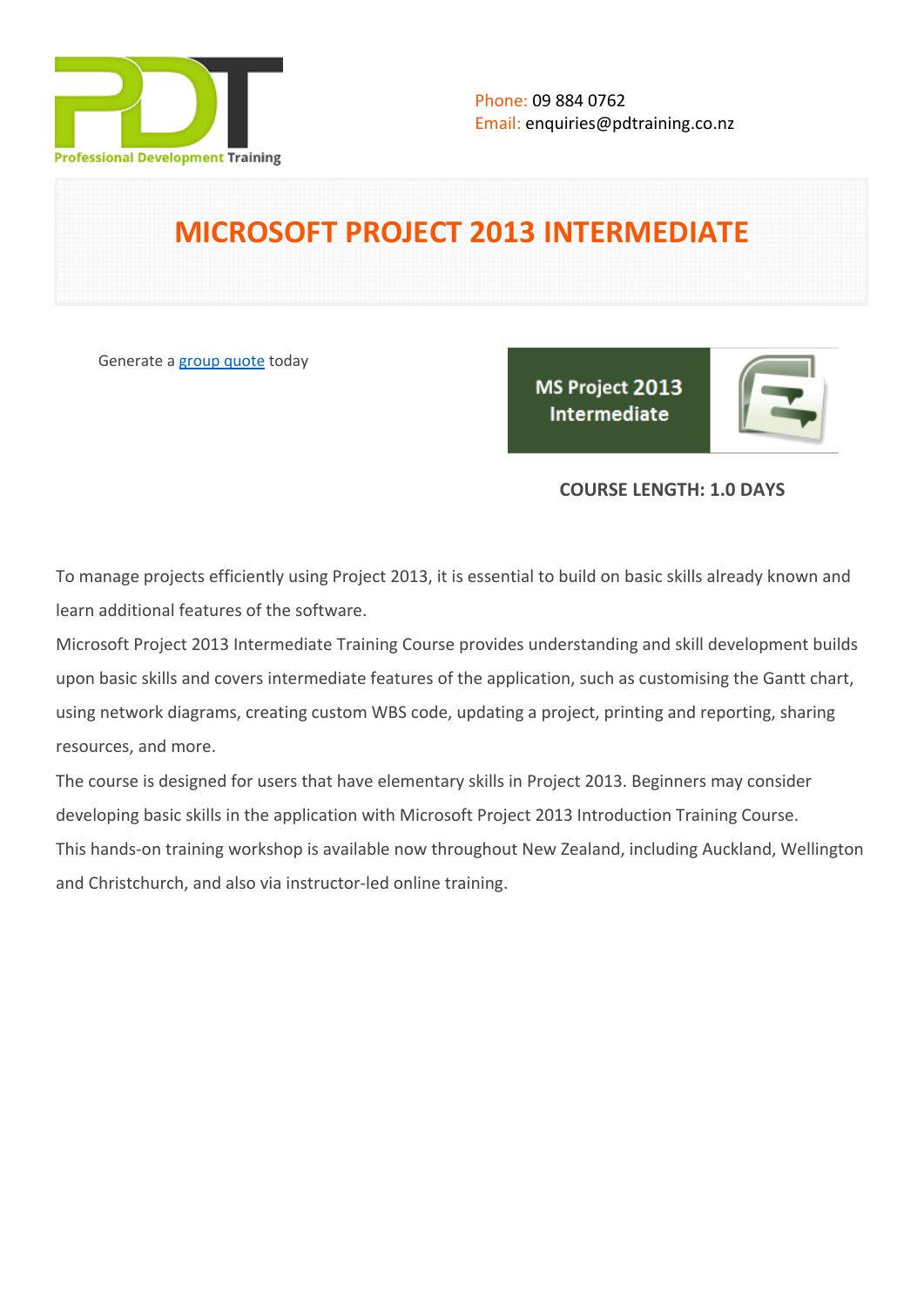Professional Development Training

Phone: 09 884 0762
Email: enquiries@pdtraining.co.nz

# MICROSOFT PROJECT 2013 INTERMEDIATE

Generate a group quote today

MS Project 2013 Intermediate

**COURSE LENGTH: 1.0 DAYS**

To manage projects efficiently using Project 2013, it is essential to build on basic skills already known and learn additional features of the software.

Microsoft Project 2013 Intermediate Training Course provides understanding and skill development builds upon basic skills and covers intermediate features of the application, such as customising the Gantt chart, using network diagrams, creating custom WBS code, updating a project, printing and reporting, sharing resources, and more.

The course is designed for users that have elementary skills in Project 2013. Beginners may consider developing basic skills in the application with Microsoft Project 2013 Introduction Training Course.

This hands-on training workshop is available now throughout New Zealand, including Auckland, Wellington and Christchurch, and also via instructor-led online training.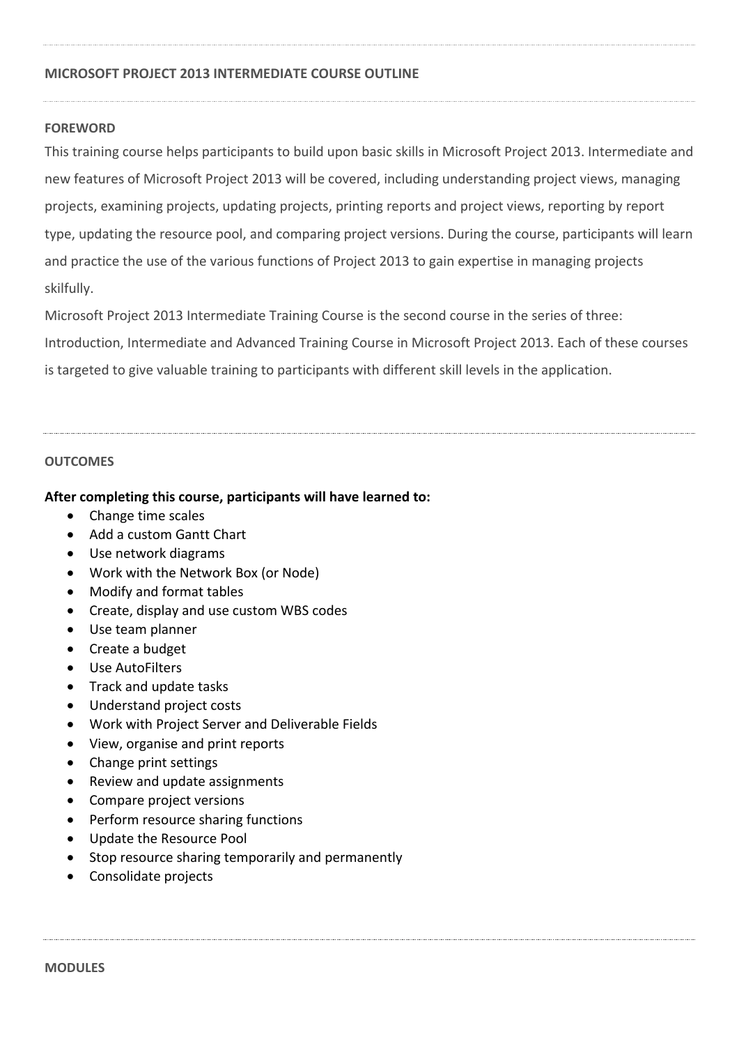## MICROSOFT PROJECT 2013 INTERMEDIATE COURSE OUTLINE

### FOREWORD

This training course helps participants to build upon basic skills in Microsoft Project 2013. Intermediate and new features of Microsoft Project 2013 will be covered, including understanding project views, managing projects, examining projects, updating projects, printing reports and project views, reporting by report type, updating the resource pool, and comparing project versions. During the course, participants will learn and practice the use of the various functions of Project 2013 to gain expertise in managing projects skilfully.

Microsoft Project 2013 Intermediate Training Course is the second course in the series of three: Introduction, Intermediate and Advanced Training Course in Microsoft Project 2013. Each of these courses is targeted to give valuable training to participants with different skill levels in the application.

### OUTCOMES

**After completing this course, participants will have learned to:**

- Change time scales
- Add a custom Gantt Chart
- Use network diagrams
- Work with the Network Box (or Node)
- Modify and format tables
- Create, display and use custom WBS codes
- Use team planner
- Create a budget
- Use AutoFilters
- Track and update tasks
- Understand project costs
- Work with Project Server and Deliverable Fields
- View, organise and print reports
- Change print settings
- Review and update assignments
- Compare project versions
- Perform resource sharing functions
- Update the Resource Pool
- Stop resource sharing temporarily and permanently
- Consolidate projects

### MODULES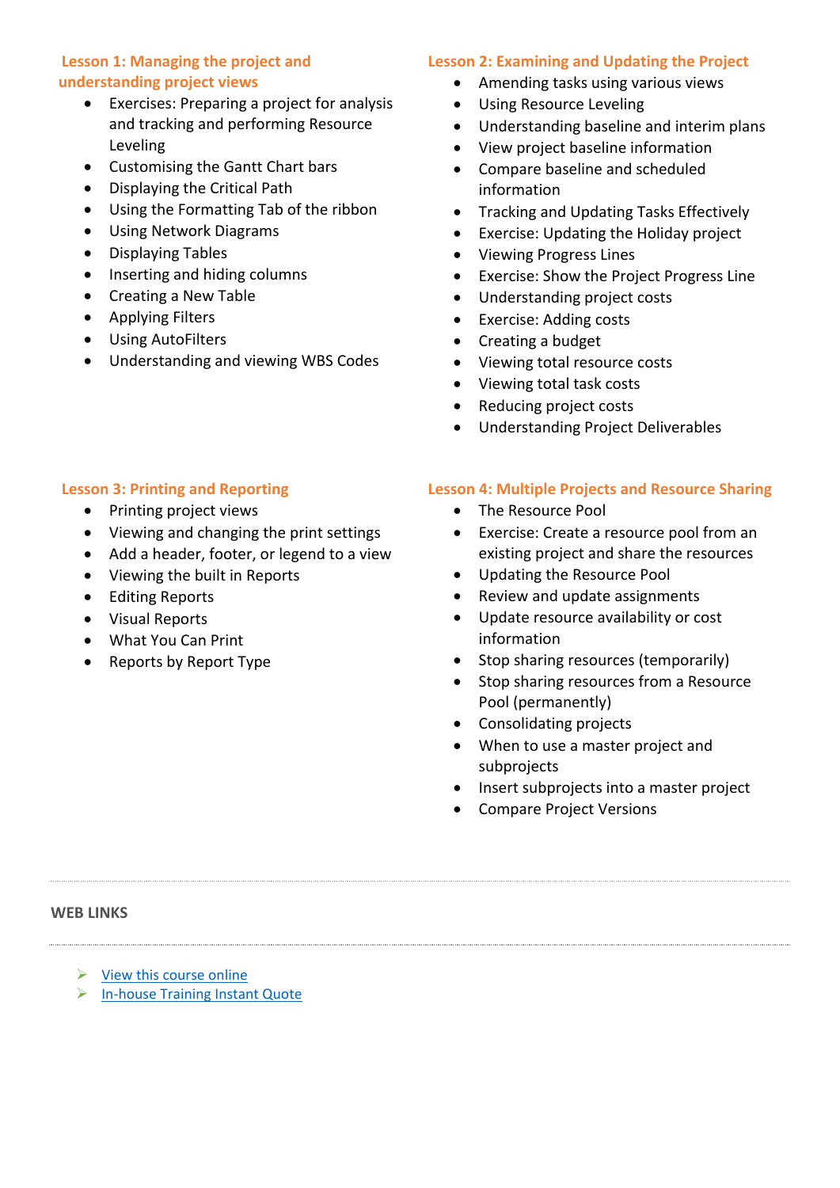### Lesson 1: Managing the project and understanding project views

- Exercises: Preparing a project for analysis and tracking and performing Resource Leveling
- Customising the Gantt Chart bars
- Displaying the Critical Path
- Using the Formatting Tab of the ribbon
- Using Network Diagrams
- Displaying Tables
- Inserting and hiding columns
- Creating a New Table
- Applying Filters
- Using AutoFilters
- Understanding and viewing WBS Codes

### Lesson 2: Examining and Updating the Project

- Amending tasks using various views
- Using Resource Leveling
- Understanding baseline and interim plans
- View project baseline information
- Compare baseline and scheduled information
- Tracking and Updating Tasks Effectively
- Exercise: Updating the Holiday project
- Viewing Progress Lines
- Exercise: Show the Project Progress Line
- Understanding project costs
- Exercise: Adding costs
- Creating a budget
- Viewing total resource costs
- Viewing total task costs
- Reducing project costs
- Understanding Project Deliverables

### Lesson 3: Printing and Reporting

- Printing project views
- Viewing and changing the print settings
- Add a header, footer, or legend to a view
- Viewing the built in Reports
- Editing Reports
- Visual Reports
- What You Can Print
- Reports by Report Type

### Lesson 4: Multiple Projects and Resource Sharing

- The Resource Pool
- Exercise: Create a resource pool from an existing project and share the resources
- Updating the Resource Pool
- Review and update assignments
- Update resource availability or cost information
- Stop sharing resources (temporarily)
- Stop sharing resources from a Resource Pool (permanently)
- Consolidating projects
- When to use a master project and subprojects
- Insert subprojects into a master project
- Compare Project Versions

---

**WEB LINKS**

---

- View this course online
- In-house Training Instant Quote